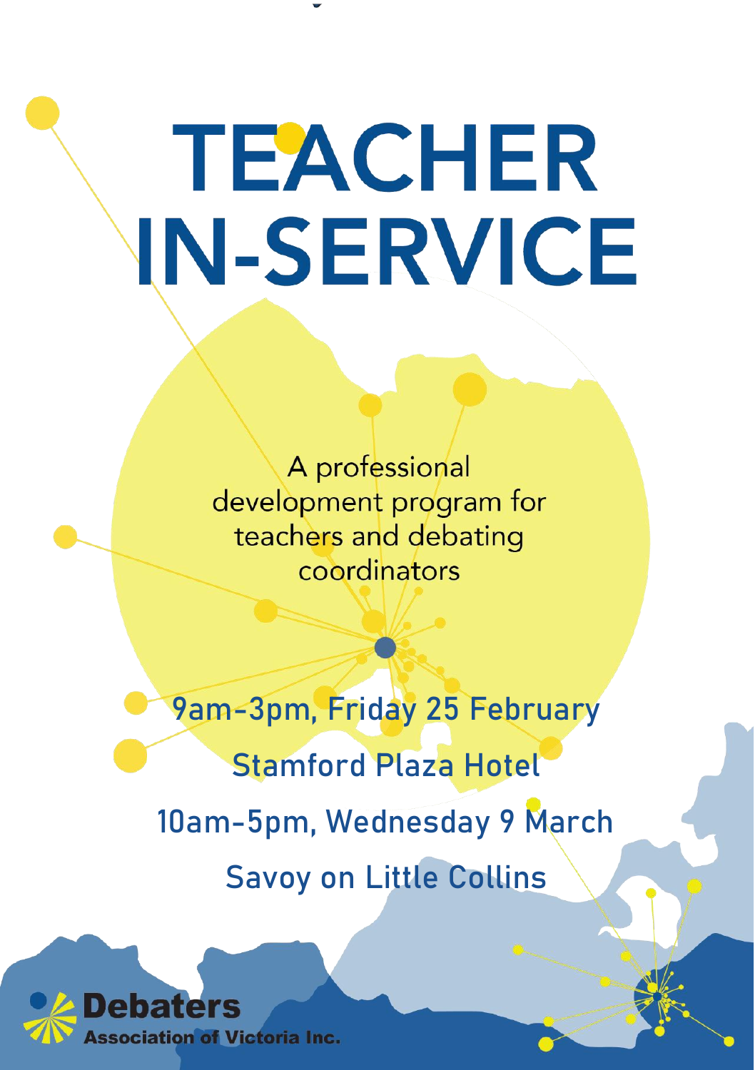# TEACHER IN-SERVICE

A professional development program for teachers and debating coordinators

9am-3pm, Friday 25 February

Stamford Plaza Hotel

10am-5pm, Wednesday 9 March

Savoy on Little Collins

Debaters Association of Victoria Inc.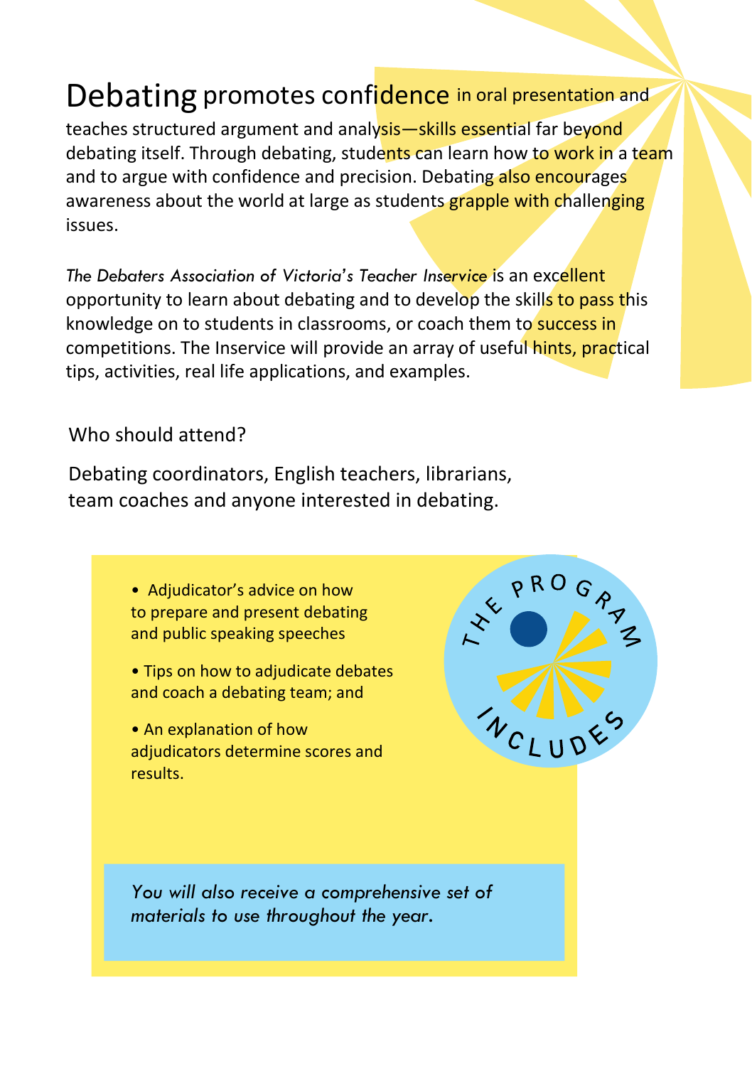**Debating** promotes confidence in oral presentation and teaches structured argument and analysis—skills essential far beyond debating itself. Through debating, students can learn how to work in a team and to argue with confidence and precision. Debating also encourages awareness about the world at large as students grapple with challenging issues.

*The Debaters Association of Victoria's Teacher Inservice* is an excellent opportunity to learn about debating and to develop the skills to pass this knowledge on to students in classrooms, or coach them to success in competitions. The Inservice will provide an array of useful hints, practical tips, activities, real life applications, and examples.

## Who should attend?

Debating coordinators, English teachers, librarians, team coaches and anyone interested in debating.

## The Program Includes

- Adjudicator's advice on how to prepare and present debating and public speaking speeches
- Tips on how to adjudicate debates and coach a debating team; and
- An explanation of how adjudicators determine scores and results.

*You will also receive a comprehensive set of materials to use throughout the year.*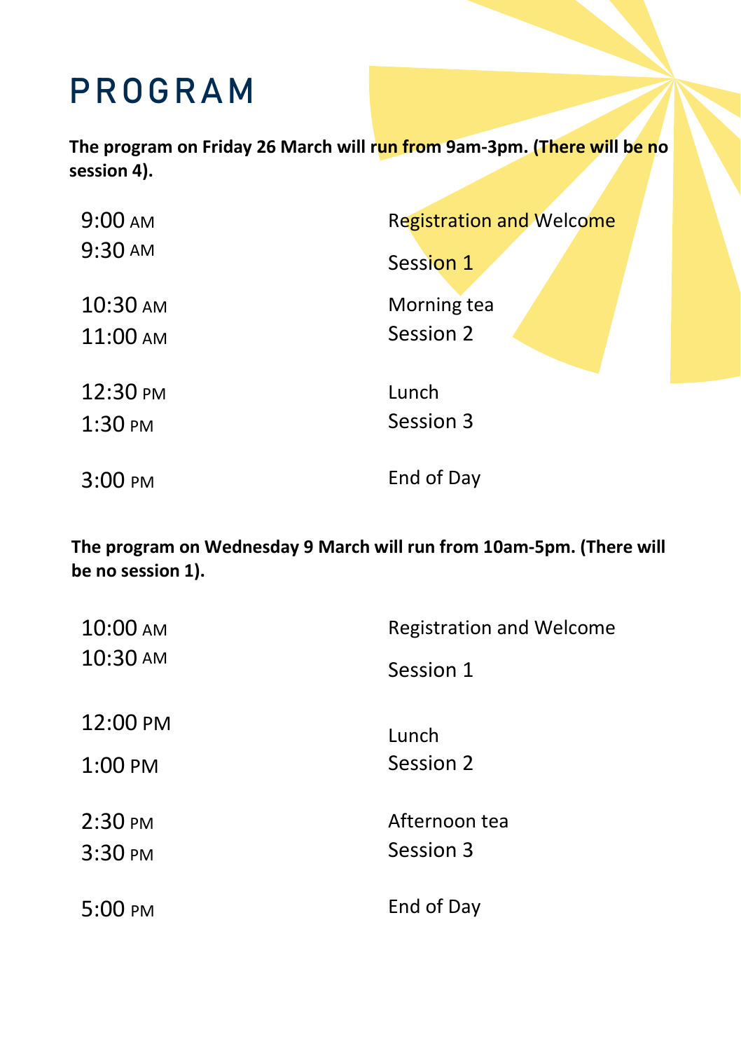# PROGRAM

**The program on Friday 26 March will run from 9am-3pm. (There will be no session 4).**

| | |
|---|---|
| 9:00 AM | Registration and Welcome |
| 9:30 AM | Session 1 |
| 10:30 AM | Morning tea |
| 11:00 AM | Session 2 |
| 12:30 PM | Lunch |
| 1:30 PM | Session 3 |
| 3:00 PM | End of Day |

**The program on Wednesday 9 March will run from 10am-5pm. (There will be no session 1).**

| | |
|---|---|
| 10:00 AM | Registration and Welcome |
| 10:30 AM | Session 1 |
| 12:00 PM | Lunch |
| 1:00 PM | Session 2 |
| 2:30 PM | Afternoon tea |
| 3:30 PM | Session 3 |
| 5:00 PM | End of Day |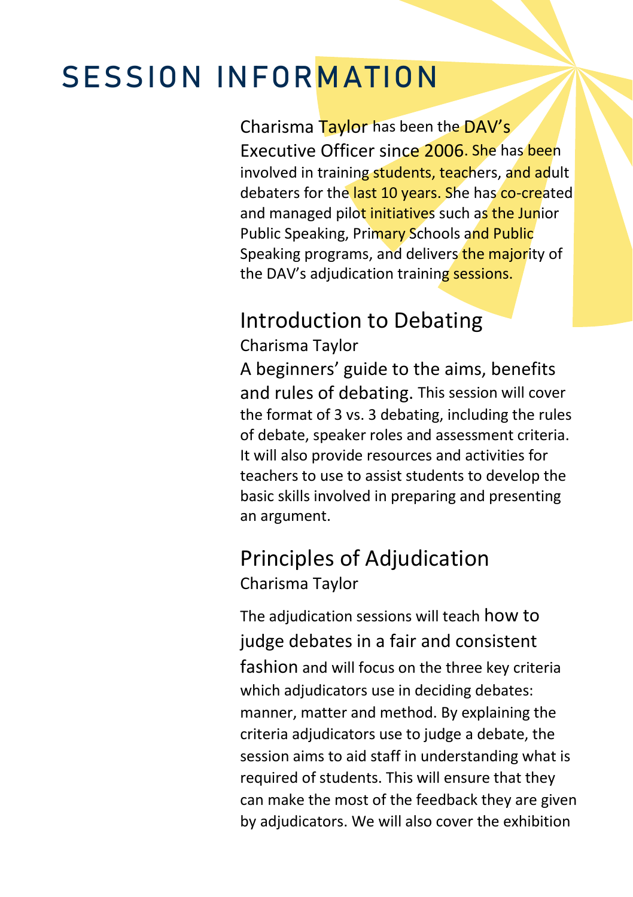# SESSION INFORMATION

Charisma Taylor has been the DAV's Executive Officer since 2006. She has been involved in training students, teachers, and adult debaters for the last 10 years. She has co-created and managed pilot initiatives such as the Junior Public Speaking, Primary Schools and Public Speaking programs, and delivers the majority of the DAV's adjudication training sessions.

## Introduction to Debating

Charisma Taylor

A beginners' guide to the aims, benefits and rules of debating. This session will cover the format of 3 vs. 3 debating, including the rules of debate, speaker roles and assessment criteria. It will also provide resources and activities for teachers to use to assist students to develop the basic skills involved in preparing and presenting an argument.

## Principles of Adjudication

Charisma Taylor

The adjudication sessions will teach how to judge debates in a fair and consistent fashion and will focus on the three key criteria which adjudicators use in deciding debates: manner, matter and method. By explaining the criteria adjudicators use to judge a debate, the session aims to aid staff in understanding what is required of students. This will ensure that they can make the most of the feedback they are given by adjudicators. We will also cover the exhibition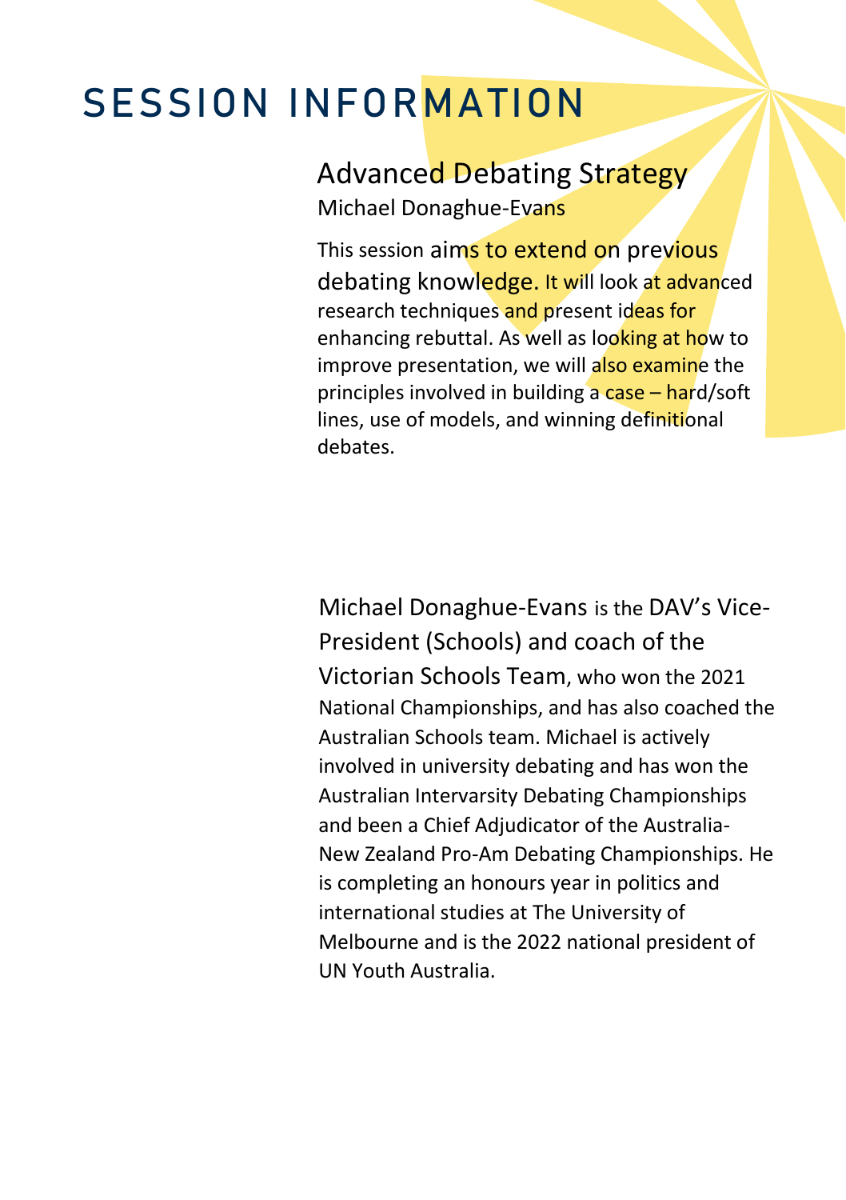# SESSION INFORMATION

## Advanced Debating Strategy

Michael Donaghue-Evans

This session aims to extend on previous debating knowledge. It will look at advanced research techniques and present ideas for enhancing rebuttal. As well as looking at how to improve presentation, we will also examine the principles involved in building a case – hard/soft lines, use of models, and winning definitional debates.

Michael Donaghue-Evans is the DAV's Vice-President (Schools) and coach of the Victorian Schools Team, who won the 2021 National Championships, and has also coached the Australian Schools team. Michael is actively involved in university debating and has won the Australian Intervarsity Debating Championships and been a Chief Adjudicator of the Australia-New Zealand Pro-Am Debating Championships. He is completing an honours year in politics and international studies at The University of Melbourne and is the 2022 national president of UN Youth Australia.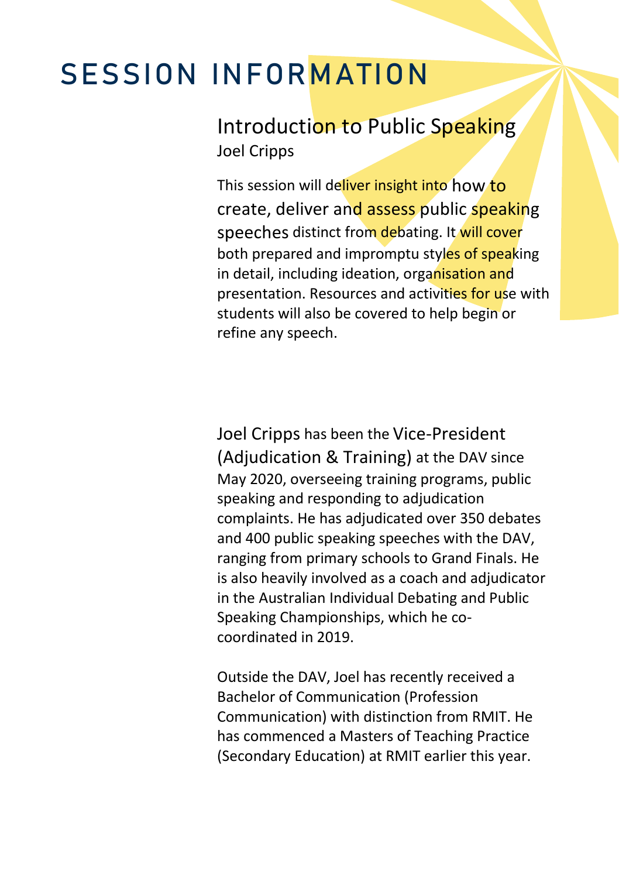# SESSION INFORMATION

## Introduction to Public Speaking

Joel Cripps

This session will deliver insight into how to create, deliver and assess public speaking speeches distinct from debating. It will cover both prepared and impromptu styles of speaking in detail, including ideation, organisation and presentation. Resources and activities for use with students will also be covered to help begin or refine any speech.

Joel Cripps has been the Vice-President (Adjudication & Training) at the DAV since May 2020, overseeing training programs, public speaking and responding to adjudication complaints. He has adjudicated over 350 debates and 400 public speaking speeches with the DAV, ranging from primary schools to Grand Finals. He is also heavily involved as a coach and adjudicator in the Australian Individual Debating and Public Speaking Championships, which he co-coordinated in 2019.

Outside the DAV, Joel has recently received a Bachelor of Communication (Profession Communication) with distinction from RMIT. He has commenced a Masters of Teaching Practice (Secondary Education) at RMIT earlier this year.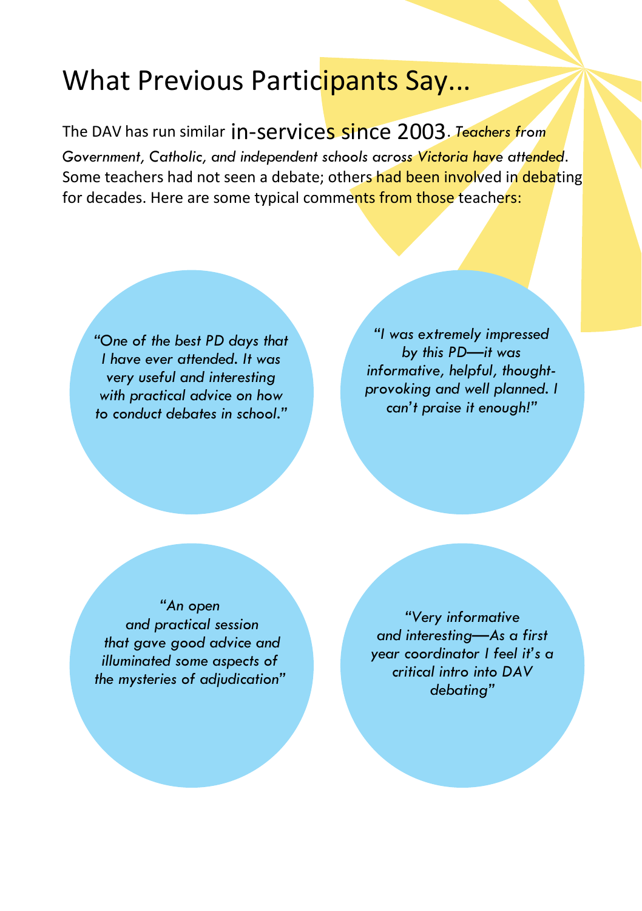# What Previous Participants Say...

The DAV has run similar in-services since 2003. *Teachers from Government, Catholic, and independent schools across Victoria have attended.* Some teachers had not seen a debate; others had been involved in debating for decades. Here are some typical comments from those teachers:

*"One of the best PD days that I have ever attended. It was very useful and interesting with practical advice on how to conduct debates in school."*

*"I was extremely impressed by this PD—it was informative, helpful, thought-provoking and well planned. I can't praise it enough!"*

*"An open and practical session that gave good advice and illuminated some aspects of the mysteries of adjudication"*

*"Very informative and interesting—As a first year coordinator I feel it's a critical intro into DAV debating"*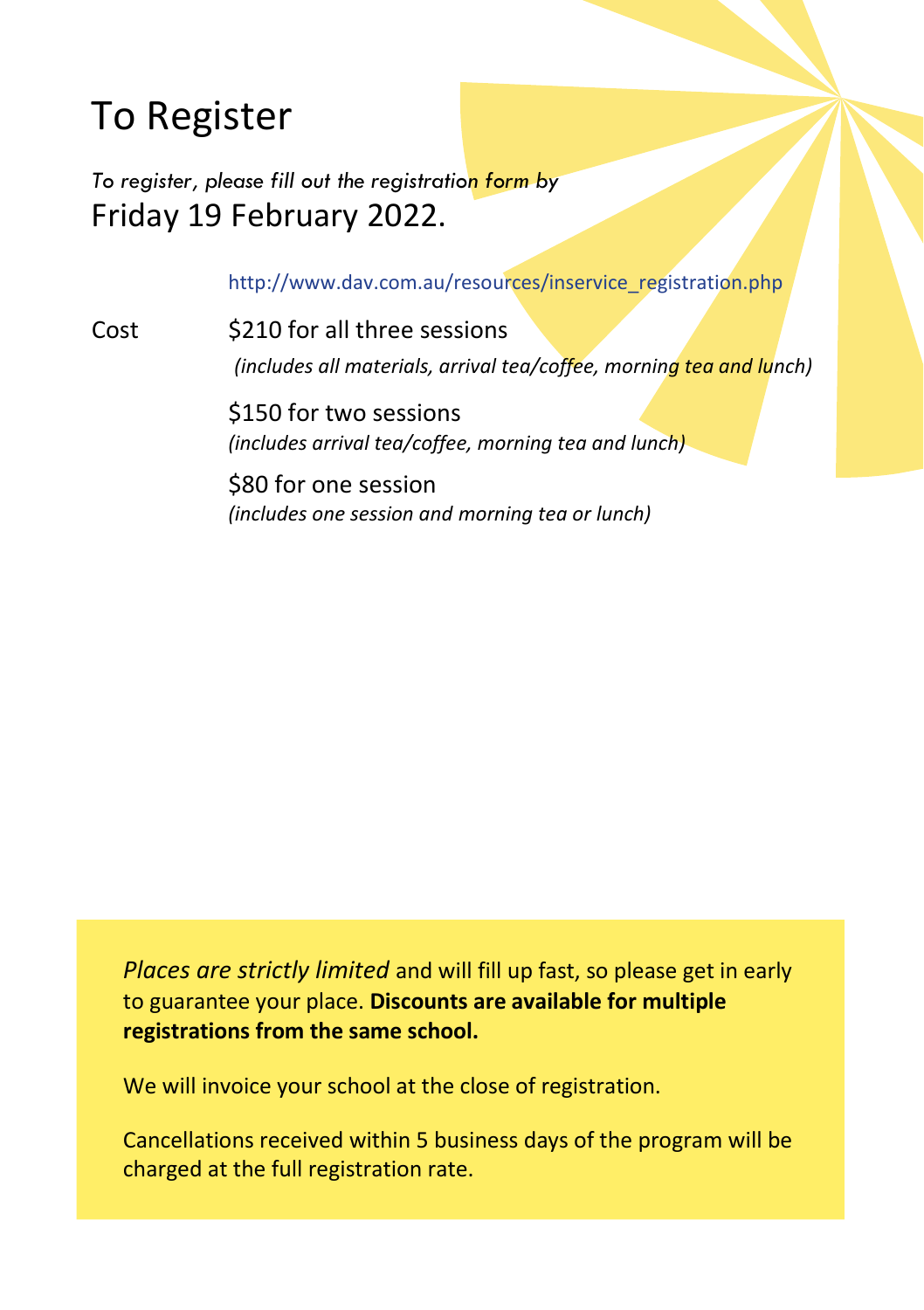# To Register

*To register, please fill out the registration form by*
Friday 19 February 2022.

http://www.dav.com.au/resources/inservice_registration.php

Cost

$210 for all three sessions
*(includes all materials, arrival tea/coffee, morning tea and lunch)*

$150 for two sessions
*(includes arrival tea/coffee, morning tea and lunch)*

$80 for one session
*(includes one session and morning tea or lunch)*

*Places are strictly limited* and will fill up fast, so please get in early to guarantee your place. **Discounts are available for multiple registrations from the same school.**

We will invoice your school at the close of registration.

Cancellations received within 5 business days of the program will be charged at the full registration rate.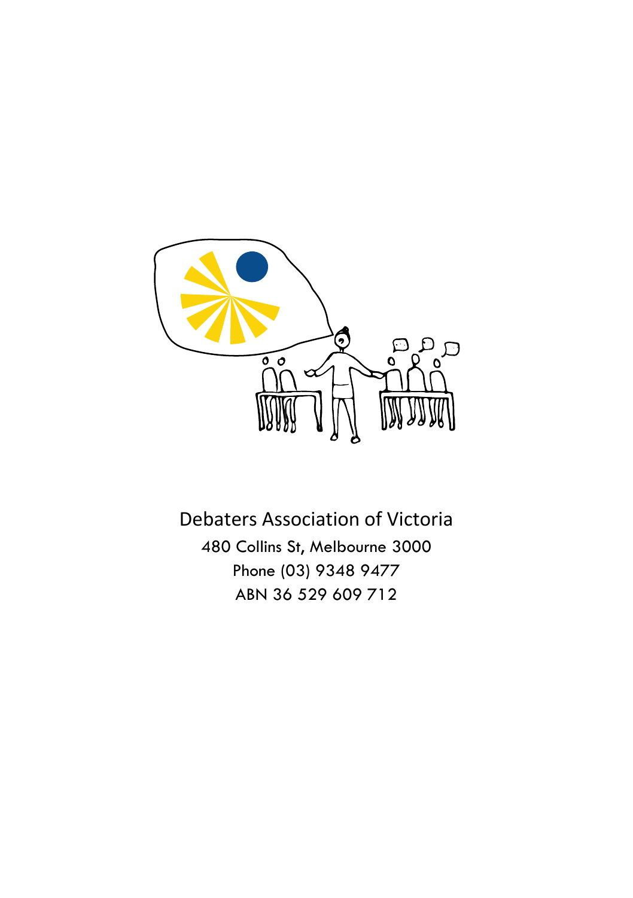Debaters Association of Victoria

480 Collins St, Melbourne 3000

Phone (03) 9348 9477

ABN 36 529 609 712